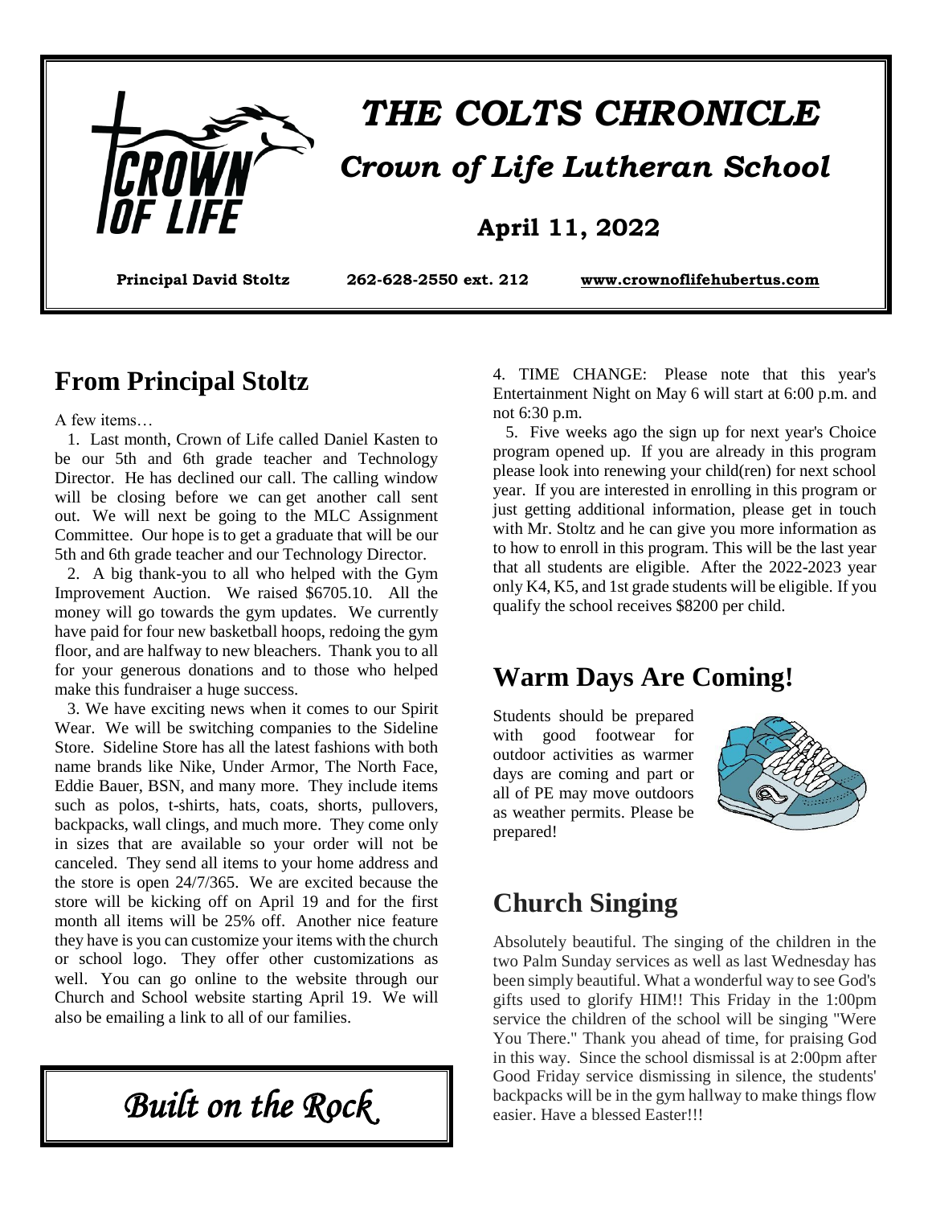# THE COLTS CHRONICLE

## Crown of Life Lutheran School

**April 11, 2022**

**Principal David Stoltz** **262-628-2550 ext. 212** **www.crownoflifehubertus.com**

## From Principal Stoltz

A few items…

1. Last month, Crown of Life called Daniel Kasten to be our 5th and 6th grade teacher and Technology Director. He has declined our call. The calling window will be closing before we can get another call sent out. We will next be going to the MLC Assignment Committee. Our hope is to get a graduate that will be our 5th and 6th grade teacher and our Technology Director.

2. A big thank-you to all who helped with the Gym Improvement Auction. We raised $6705.10. All the money will go towards the gym updates. We currently have paid for four new basketball hoops, redoing the gym floor, and are halfway to new bleachers. Thank you to all for your generous donations and to those who helped make this fundraiser a huge success.

3. We have exciting news when it comes to our Spirit Wear. We will be switching companies to the Sideline Store. Sideline Store has all the latest fashions with both name brands like Nike, Under Armor, The North Face, Eddie Bauer, BSN, and many more. They include items such as polos, t-shirts, hats, coats, shorts, pullovers, backpacks, wall clings, and much more. They come only in sizes that are available so your order will not be canceled. They send all items to your home address and the store is open 24/7/365. We are excited because the store will be kicking off on April 19 and for the first month all items will be 25% off. Another nice feature they have is you can customize your items with the church or school logo. They offer other customizations as well. You can go online to the website through our Church and School website starting April 19. We will also be emailing a link to all of our families.

4. TIME CHANGE: Please note that this year's Entertainment Night on May 6 will start at 6:00 p.m. and not 6:30 p.m.

5. Five weeks ago the sign up for next year's Choice program opened up. If you are already in this program please look into renewing your child(ren) for next school year. If you are interested in enrolling in this program or just getting additional information, please get in touch with Mr. Stoltz and he can give you more information as to how to enroll in this program. This will be the last year that all students are eligible. After the 2022-2023 year only K4, K5, and 1st grade students will be eligible. If you qualify the school receives $8200 per child.

*Built on the Rock*

## Warm Days Are Coming!

Students should be prepared with good footwear for outdoor activities as warmer days are coming and part or all of PE may move outdoors as weather permits. Please be prepared!

## Church Singing

Absolutely beautiful. The singing of the children in the two Palm Sunday services as well as last Wednesday has been simply beautiful. What a wonderful way to see God's gifts used to glorify HIM!! This Friday in the 1:00pm service the children of the school will be singing "Were You There." Thank you ahead of time, for praising God in this way. Since the school dismissal is at 2:00pm after Good Friday service dismissing in silence, the students' backpacks will be in the gym hallway to make things flow easier. Have a blessed Easter!!!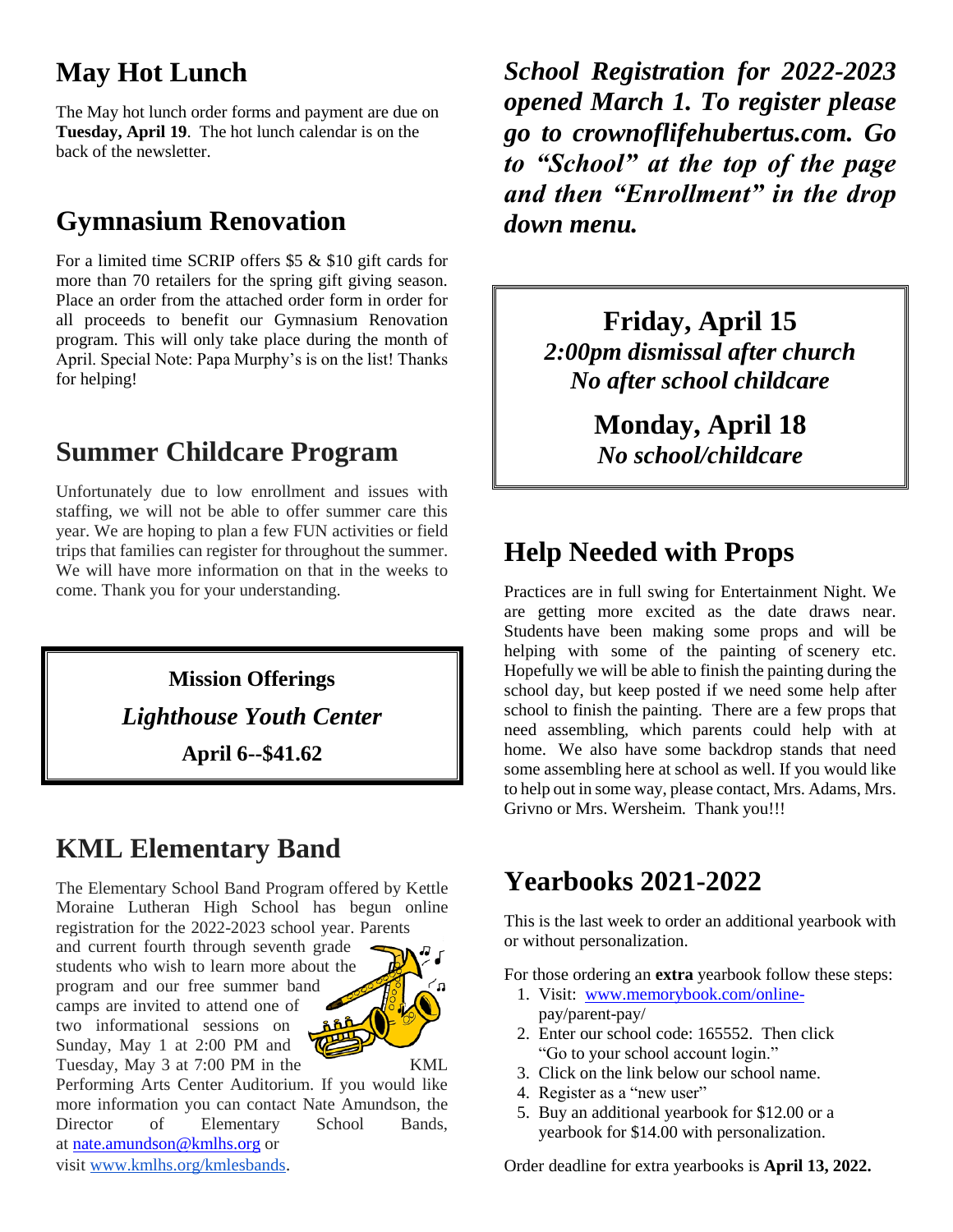## May Hot Lunch

The May hot lunch order forms and payment are due on **Tuesday, April 19**. The hot lunch calendar is on the back of the newsletter.

## Gymnasium Renovation

For a limited time SCRIP offers $5 & $10 gift cards for more than 70 retailers for the spring gift giving season. Place an order from the attached order form in order for all proceeds to benefit our Gymnasium Renovation program. This will only take place during the month of April. Special Note: Papa Murphy's is on the list! Thanks for helping!

## Summer Childcare Program

Unfortunately due to low enrollment and issues with staffing, we will not be able to offer summer care this year. We are hoping to plan a few FUN activities or field trips that families can register for throughout the summer. We will have more information on that in the weeks to come. Thank you for your understanding.

**Mission Offerings**

***Lighthouse Youth Center***

**April 6--$41.62**

## KML Elementary Band

The Elementary School Band Program offered by Kettle Moraine Lutheran High School has begun online registration for the 2022-2023 school year. Parents and current fourth through seventh grade students who wish to learn more about the program and our free summer band camps are invited to attend one of two informational sessions on Sunday, May 1 at 2:00 PM and Tuesday, May 3 at 7:00 PM in the KML Performing Arts Center Auditorium. If you would like more information you can contact Nate Amundson, the Director of Elementary School Bands, at nate.amundson@kmlhs.org or visit www.kmlhs.org/kmlesbands.

***School Registration for 2022-2023 opened March 1. To register please go to crownoflifehubertus.com. Go to "School" at the top of the page and then "Enrollment" in the drop down menu.***

**Friday, April 15**
***2:00pm dismissal after church***
***No after school childcare***

**Monday, April 18**
***No school/childcare***

## Help Needed with Props

Practices are in full swing for Entertainment Night. We are getting more excited as the date draws near. Students have been making some props and will be helping with some of the painting of scenery etc. Hopefully we will be able to finish the painting during the school day, but keep posted if we need some help after school to finish the painting. There are a few props that need assembling, which parents could help with at home. We also have some backdrop stands that need some assembling here at school as well. If you would like to help out in some way, please contact, Mrs. Adams, Mrs. Grivno or Mrs. Wersheim. Thank you!!!

## Yearbooks 2021-2022

This is the last week to order an additional yearbook with or without personalization.

For those ordering an **extra** yearbook follow these steps:

1. Visit: www.memorybook.com/online-pay/parent-pay/
2. Enter our school code: 165552. Then click "Go to your school account login."
3. Click on the link below our school name.
4. Register as a "new user"
5. Buy an additional yearbook for $12.00 or a yearbook for $14.00 with personalization.

Order deadline for extra yearbooks is **April 13, 2022.**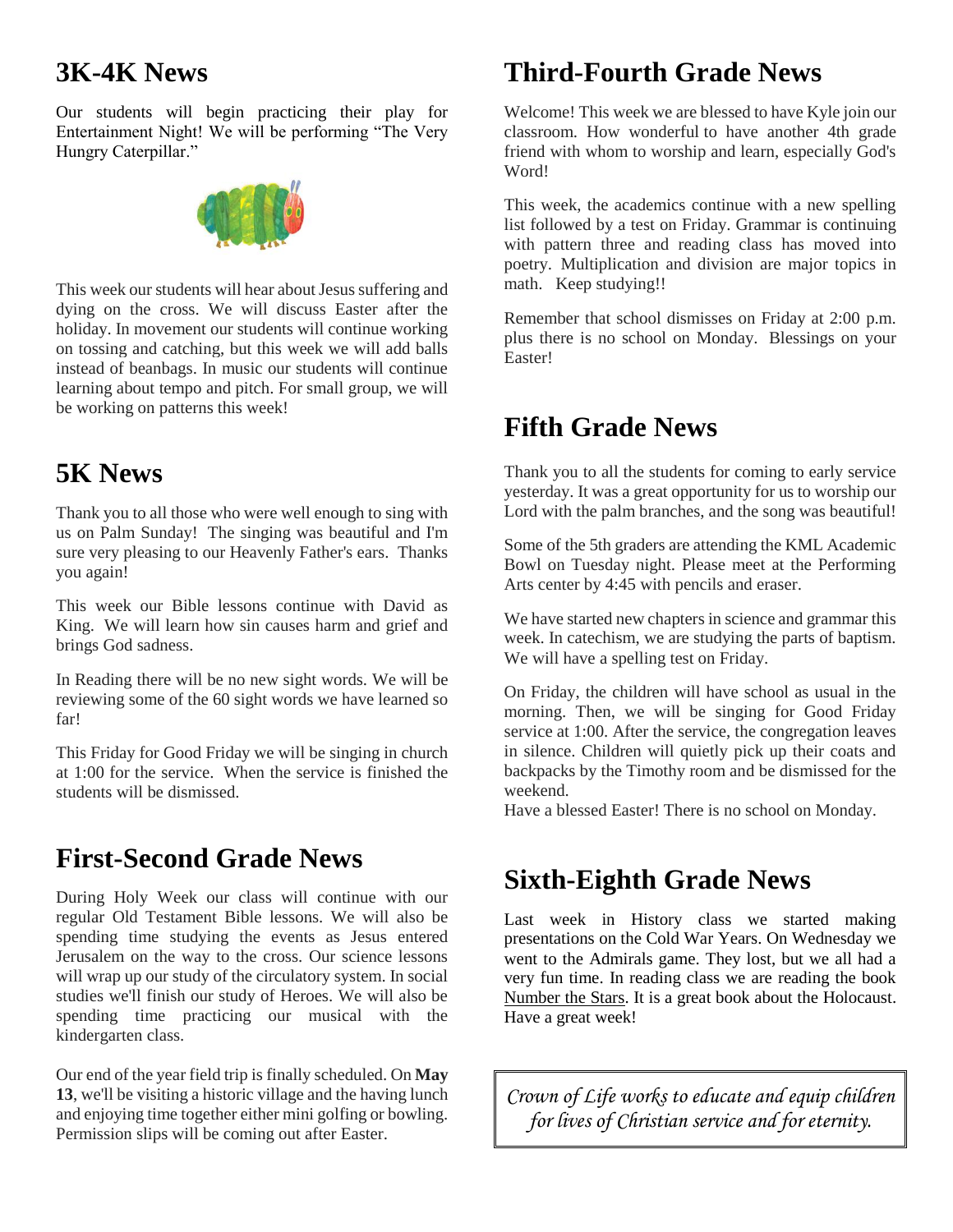## 3K-4K News

Our students will begin practicing their play for Entertainment Night! We will be performing "The Very Hungry Caterpillar."

This week our students will hear about Jesus suffering and dying on the cross. We will discuss Easter after the holiday. In movement our students will continue working on tossing and catching, but this week we will add balls instead of beanbags. In music our students will continue learning about tempo and pitch. For small group, we will be working on patterns this week!

## 5K News

Thank you to all those who were well enough to sing with us on Palm Sunday! The singing was beautiful and I'm sure very pleasing to our Heavenly Father's ears. Thanks you again!

This week our Bible lessons continue with David as King. We will learn how sin causes harm and grief and brings God sadness.

In Reading there will be no new sight words. We will be reviewing some of the 60 sight words we have learned so far!

This Friday for Good Friday we will be singing in church at 1:00 for the service. When the service is finished the students will be dismissed.

## First-Second Grade News

During Holy Week our class will continue with our regular Old Testament Bible lessons. We will also be spending time studying the events as Jesus entered Jerusalem on the way to the cross. Our science lessons will wrap up our study of the circulatory system. In social studies we'll finish our study of Heroes. We will also be spending time practicing our musical with the kindergarten class.

Our end of the year field trip is finally scheduled. On **May 13**, we'll be visiting a historic village and the having lunch and enjoying time together either mini golfing or bowling. Permission slips will be coming out after Easter.

## Third-Fourth Grade News

Welcome! This week we are blessed to have Kyle join our classroom. How wonderful to have another 4th grade friend with whom to worship and learn, especially God's Word!

This week, the academics continue with a new spelling list followed by a test on Friday. Grammar is continuing with pattern three and reading class has moved into poetry. Multiplication and division are major topics in math. Keep studying!!

Remember that school dismisses on Friday at 2:00 p.m. plus there is no school on Monday. Blessings on your Easter!

## Fifth Grade News

Thank you to all the students for coming to early service yesterday. It was a great opportunity for us to worship our Lord with the palm branches, and the song was beautiful!

Some of the 5th graders are attending the KML Academic Bowl on Tuesday night. Please meet at the Performing Arts center by 4:45 with pencils and eraser.

We have started new chapters in science and grammar this week. In catechism, we are studying the parts of baptism. We will have a spelling test on Friday.

On Friday, the children will have school as usual in the morning. Then, we will be singing for Good Friday service at 1:00. After the service, the congregation leaves in silence. Children will quietly pick up their coats and backpacks by the Timothy room and be dismissed for the weekend.
Have a blessed Easter! There is no school on Monday.

## Sixth-Eighth Grade News

Last week in History class we started making presentations on the Cold War Years. On Wednesday we went to the Admirals game. They lost, but we all had a very fun time. In reading class we are reading the book Number the Stars. It is a great book about the Holocaust. Have a great week!

*Crown of Life works to educate and equip children for lives of Christian service and for eternity.*